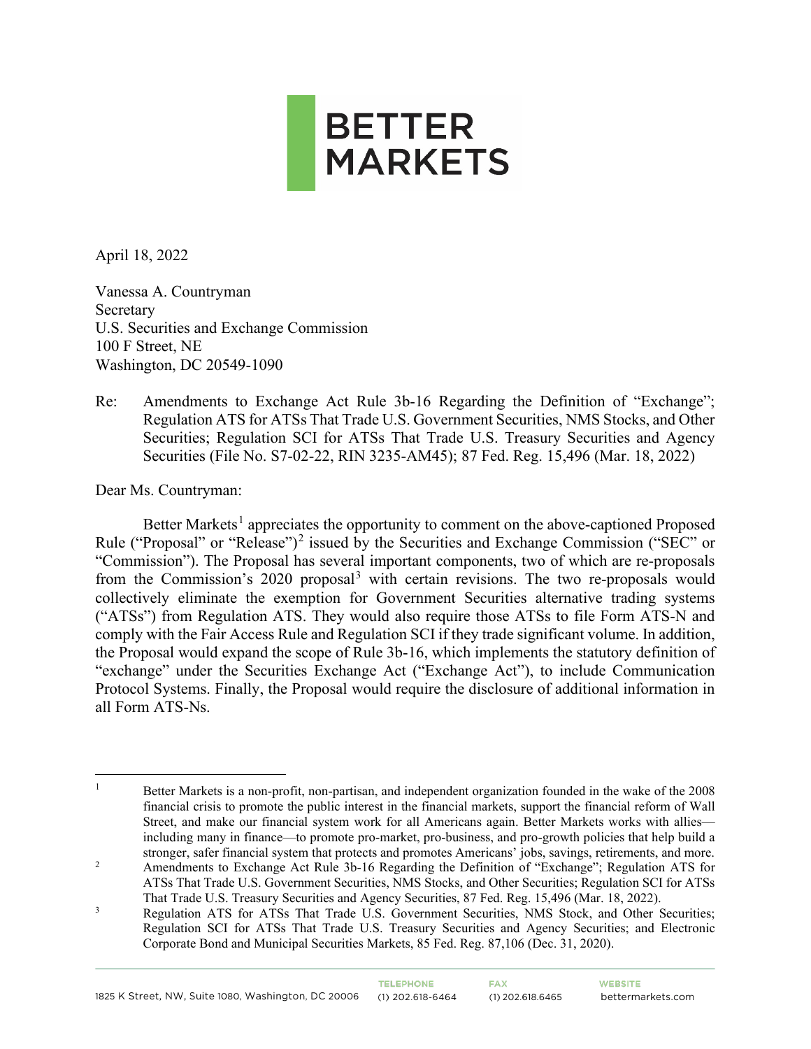# BETTER MARKETS

April 18, 2022

Vanessa A. Countryman
Secretary
U.S. Securities and Exchange Commission
100 F Street, NE
Washington, DC 20549-1090

Re: Amendments to Exchange Act Rule 3b-16 Regarding the Definition of "Exchange"; Regulation ATS for ATSs That Trade U.S. Government Securities, NMS Stocks, and Other Securities; Regulation SCI for ATSs That Trade U.S. Treasury Securities and Agency Securities (File No. S7-02-22, RIN 3235-AM45); 87 Fed. Reg. 15,496 (Mar. 18, 2022)

Dear Ms. Countryman:

Better Markets[1] appreciates the opportunity to comment on the above-captioned Proposed Rule ("Proposal" or "Release")[2] issued by the Securities and Exchange Commission ("SEC" or "Commission"). The Proposal has several important components, two of which are re-proposals from the Commission's 2020 proposal[3] with certain revisions. The two re-proposals would collectively eliminate the exemption for Government Securities alternative trading systems ("ATSs") from Regulation ATS. They would also require those ATSs to file Form ATS-N and comply with the Fair Access Rule and Regulation SCI if they trade significant volume. In addition, the Proposal would expand the scope of Rule 3b-16, which implements the statutory definition of "exchange" under the Securities Exchange Act ("Exchange Act"), to include Communication Protocol Systems. Finally, the Proposal would require the disclosure of additional information in all Form ATS-Ns.

---

[1] Better Markets is a non-profit, non-partisan, and independent organization founded in the wake of the 2008 financial crisis to promote the public interest in the financial markets, support the financial reform of Wall Street, and make our financial system work for all Americans again. Better Markets works with allies—including many in finance—to promote pro-market, pro-business, and pro-growth policies that help build a stronger, safer financial system that protects and promotes Americans' jobs, savings, retirements, and more.

[2] Amendments to Exchange Act Rule 3b-16 Regarding the Definition of "Exchange"; Regulation ATS for ATSs That Trade U.S. Government Securities, NMS Stocks, and Other Securities; Regulation SCI for ATSs That Trade U.S. Treasury Securities and Agency Securities, 87 Fed. Reg. 15,496 (Mar. 18, 2022).

[3] Regulation ATS for ATSs That Trade U.S. Government Securities, NMS Stock, and Other Securities; Regulation SCI for ATSs That Trade U.S. Treasury Securities and Agency Securities; and Electronic Corporate Bond and Municipal Securities Markets, 85 Fed. Reg. 87,106 (Dec. 31, 2020).

1825 K Street, NW, Suite 1080, Washington, DC 20006 | TELEPHONE (1) 202.618-6464 | FAX (1) 202.618.6465 | WEBSITE bettermarkets.com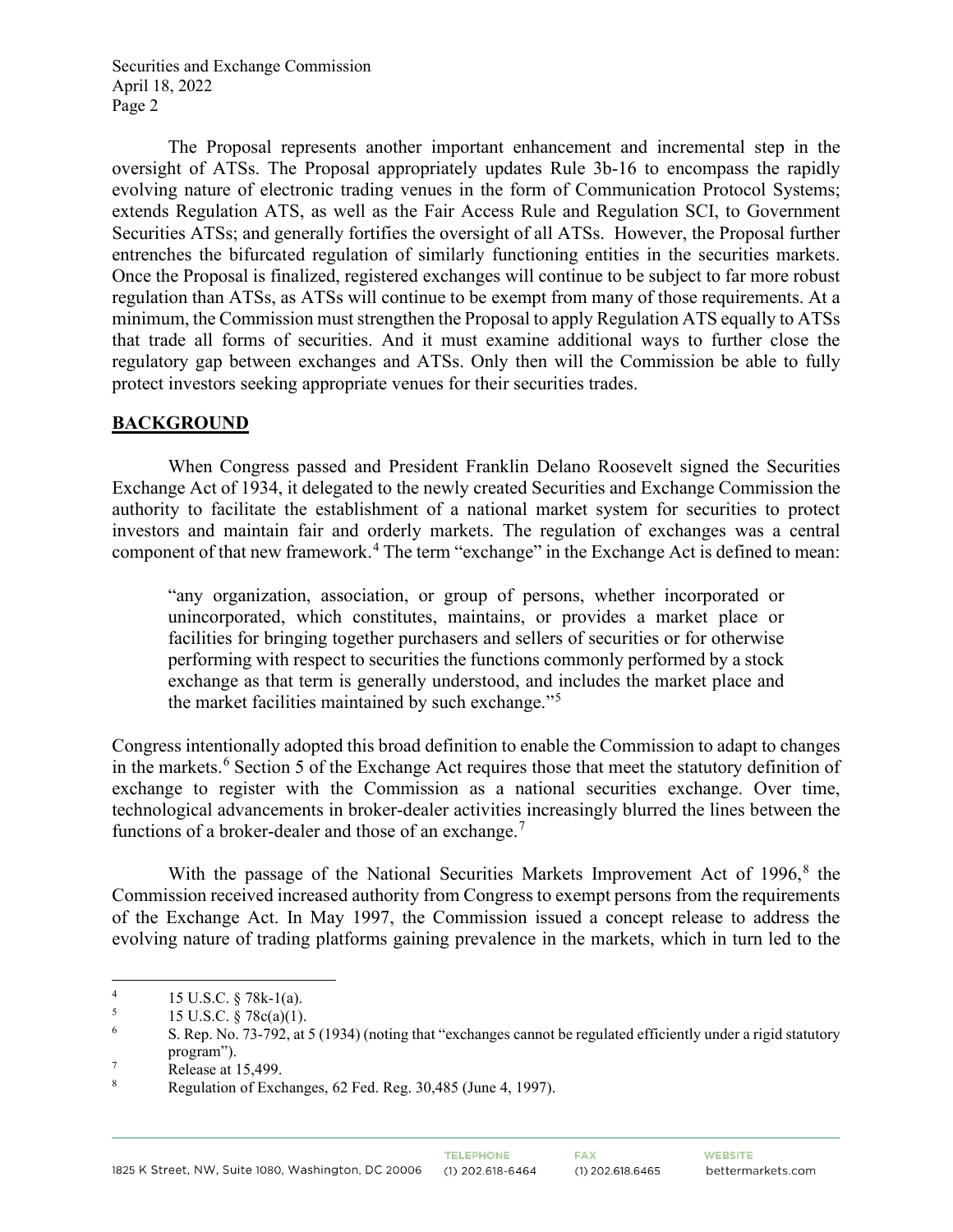The Proposal represents another important enhancement and incremental step in the oversight of ATSs. The Proposal appropriately updates Rule 3b-16 to encompass the rapidly evolving nature of electronic trading venues in the form of Communication Protocol Systems; extends Regulation ATS, as well as the Fair Access Rule and Regulation SCI, to Government Securities ATSs; and generally fortifies the oversight of all ATSs. However, the Proposal further entrenches the bifurcated regulation of similarly functioning entities in the securities markets. Once the Proposal is finalized, registered exchanges will continue to be subject to far more robust regulation than ATSs, as ATSs will continue to be exempt from many of those requirements. At a minimum, the Commission must strengthen the Proposal to apply Regulation ATS equally to ATSs that trade all forms of securities. And it must examine additional ways to further close the regulatory gap between exchanges and ATSs. Only then will the Commission be able to fully protect investors seeking appropriate venues for their securities trades.

## BACKGROUND

When Congress passed and President Franklin Delano Roosevelt signed the Securities Exchange Act of 1934, it delegated to the newly created Securities and Exchange Commission the authority to facilitate the establishment of a national market system for securities to protect investors and maintain fair and orderly markets. The regulation of exchanges was a central component of that new framework.[4] The term "exchange" in the Exchange Act is defined to mean:

> "any organization, association, or group of persons, whether incorporated or unincorporated, which constitutes, maintains, or provides a market place or facilities for bringing together purchasers and sellers of securities or for otherwise performing with respect to securities the functions commonly performed by a stock exchange as that term is generally understood, and includes the market place and the market facilities maintained by such exchange."[5]

Congress intentionally adopted this broad definition to enable the Commission to adapt to changes in the markets.[6] Section 5 of the Exchange Act requires those that meet the statutory definition of exchange to register with the Commission as a national securities exchange. Over time, technological advancements in broker-dealer activities increasingly blurred the lines between the functions of a broker-dealer and those of an exchange.[7]

With the passage of the National Securities Markets Improvement Act of 1996,[8] the Commission received increased authority from Congress to exempt persons from the requirements of the Exchange Act. In May 1997, the Commission issued a concept release to address the evolving nature of trading platforms gaining prevalence in the markets, which in turn led to the

---

[4] 15 U.S.C. § 78k-1(a).

[5] 15 U.S.C. § 78c(a)(1).

[6] S. Rep. No. 73-792, at 5 (1934) (noting that "exchanges cannot be regulated efficiently under a rigid statutory program").

[7] Release at 15,499.

[8] Regulation of Exchanges, 62 Fed. Reg. 30,485 (June 4, 1997).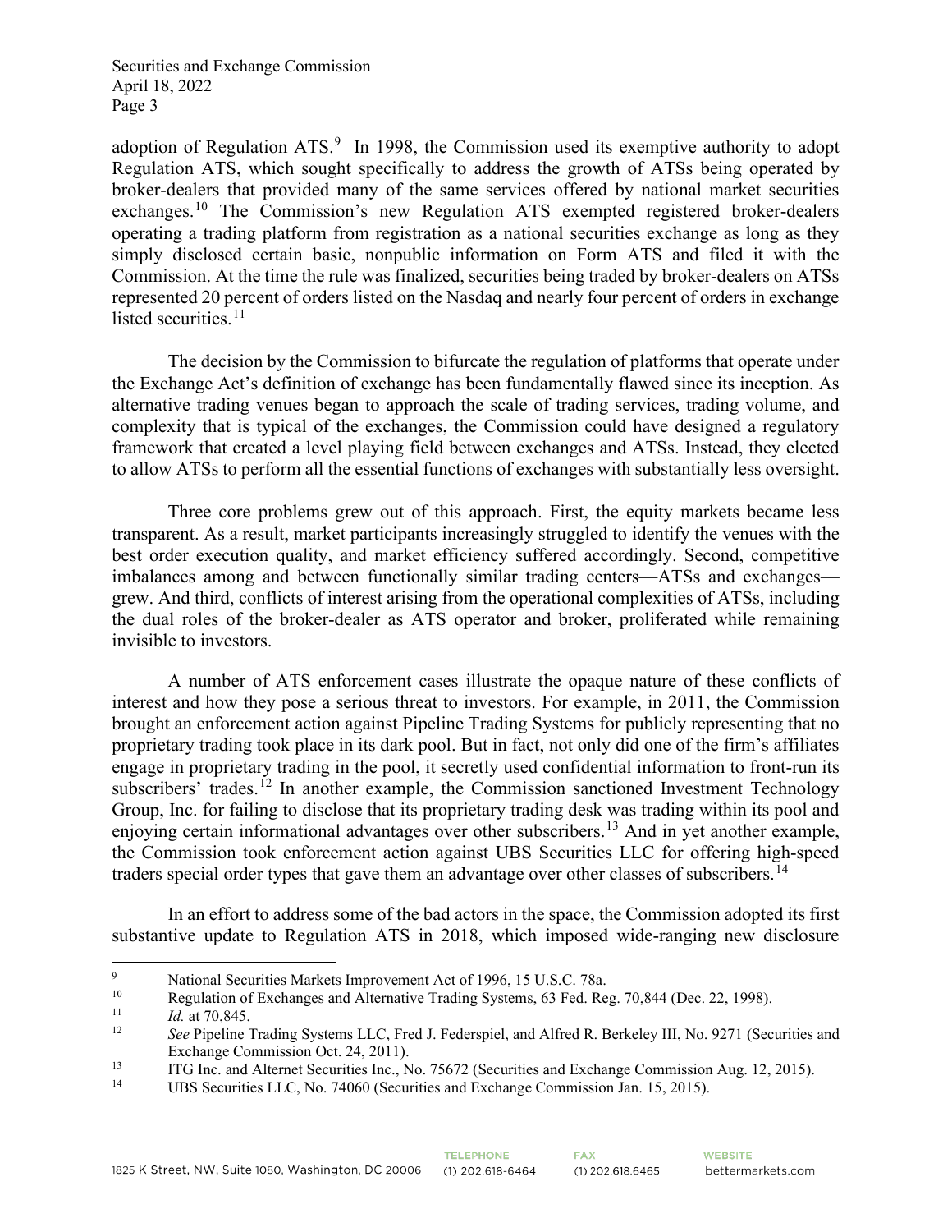adoption of Regulation ATS.[9] In 1998, the Commission used its exemptive authority to adopt Regulation ATS, which sought specifically to address the growth of ATSs being operated by broker-dealers that provided many of the same services offered by national market securities exchanges.[10] The Commission's new Regulation ATS exempted registered broker-dealers operating a trading platform from registration as a national securities exchange as long as they simply disclosed certain basic, nonpublic information on Form ATS and filed it with the Commission. At the time the rule was finalized, securities being traded by broker-dealers on ATSs represented 20 percent of orders listed on the Nasdaq and nearly four percent of orders in exchange listed securities.[11]

The decision by the Commission to bifurcate the regulation of platforms that operate under the Exchange Act's definition of exchange has been fundamentally flawed since its inception. As alternative trading venues began to approach the scale of trading services, trading volume, and complexity that is typical of the exchanges, the Commission could have designed a regulatory framework that created a level playing field between exchanges and ATSs. Instead, they elected to allow ATSs to perform all the essential functions of exchanges with substantially less oversight.

Three core problems grew out of this approach. First, the equity markets became less transparent. As a result, market participants increasingly struggled to identify the venues with the best order execution quality, and market efficiency suffered accordingly. Second, competitive imbalances among and between functionally similar trading centers—ATSs and exchanges—grew. And third, conflicts of interest arising from the operational complexities of ATSs, including the dual roles of the broker-dealer as ATS operator and broker, proliferated while remaining invisible to investors.

A number of ATS enforcement cases illustrate the opaque nature of these conflicts of interest and how they pose a serious threat to investors. For example, in 2011, the Commission brought an enforcement action against Pipeline Trading Systems for publicly representing that no proprietary trading took place in its dark pool. But in fact, not only did one of the firm's affiliates engage in proprietary trading in the pool, it secretly used confidential information to front-run its subscribers' trades.[12] In another example, the Commission sanctioned Investment Technology Group, Inc. for failing to disclose that its proprietary trading desk was trading within its pool and enjoying certain informational advantages over other subscribers.[13] And in yet another example, the Commission took enforcement action against UBS Securities LLC for offering high-speed traders special order types that gave them an advantage over other classes of subscribers.[14]

In an effort to address some of the bad actors in the space, the Commission adopted its first substantive update to Regulation ATS in 2018, which imposed wide-ranging new disclosure

---

[9] National Securities Markets Improvement Act of 1996, 15 U.S.C. 78a.

[10] Regulation of Exchanges and Alternative Trading Systems, 63 Fed. Reg. 70,844 (Dec. 22, 1998).

[11] *Id.* at 70,845.

[12] *See* Pipeline Trading Systems LLC, Fred J. Federspiel, and Alfred R. Berkeley III, No. 9271 (Securities and Exchange Commission Oct. 24, 2011).

[13] ITG Inc. and Alternet Securities Inc., No. 75672 (Securities and Exchange Commission Aug. 12, 2015).

[14] UBS Securities LLC, No. 74060 (Securities and Exchange Commission Jan. 15, 2015).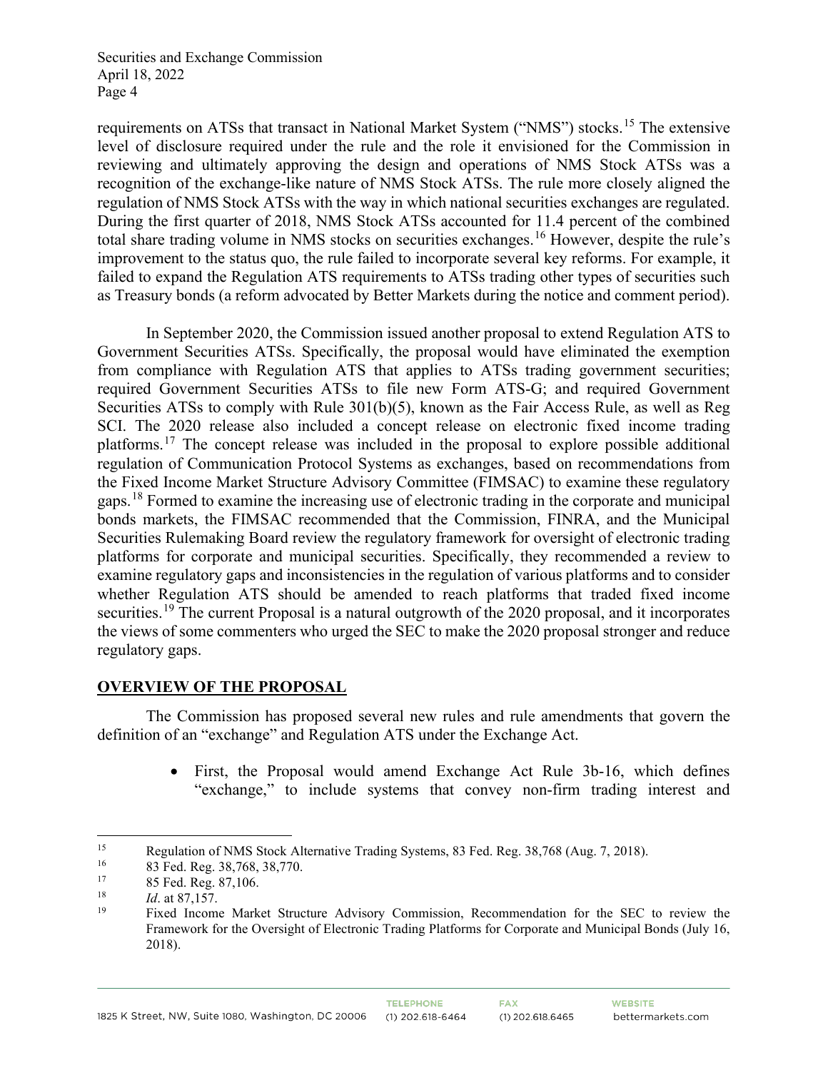requirements on ATSs that transact in National Market System ("NMS") stocks.[15] The extensive level of disclosure required under the rule and the role it envisioned for the Commission in reviewing and ultimately approving the design and operations of NMS Stock ATSs was a recognition of the exchange-like nature of NMS Stock ATSs. The rule more closely aligned the regulation of NMS Stock ATSs with the way in which national securities exchanges are regulated. During the first quarter of 2018, NMS Stock ATSs accounted for 11.4 percent of the combined total share trading volume in NMS stocks on securities exchanges.[16] However, despite the rule's improvement to the status quo, the rule failed to incorporate several key reforms. For example, it failed to expand the Regulation ATS requirements to ATSs trading other types of securities such as Treasury bonds (a reform advocated by Better Markets during the notice and comment period).

In September 2020, the Commission issued another proposal to extend Regulation ATS to Government Securities ATSs. Specifically, the proposal would have eliminated the exemption from compliance with Regulation ATS that applies to ATSs trading government securities; required Government Securities ATSs to file new Form ATS-G; and required Government Securities ATSs to comply with Rule 301(b)(5), known as the Fair Access Rule, as well as Reg SCI. The 2020 release also included a concept release on electronic fixed income trading platforms.[17] The concept release was included in the proposal to explore possible additional regulation of Communication Protocol Systems as exchanges, based on recommendations from the Fixed Income Market Structure Advisory Committee (FIMSAC) to examine these regulatory gaps.[18] Formed to examine the increasing use of electronic trading in the corporate and municipal bonds markets, the FIMSAC recommended that the Commission, FINRA, and the Municipal Securities Rulemaking Board review the regulatory framework for oversight of electronic trading platforms for corporate and municipal securities. Specifically, they recommended a review to examine regulatory gaps and inconsistencies in the regulation of various platforms and to consider whether Regulation ATS should be amended to reach platforms that traded fixed income securities.[19] The current Proposal is a natural outgrowth of the 2020 proposal, and it incorporates the views of some commenters who urged the SEC to make the 2020 proposal stronger and reduce regulatory gaps.

## OVERVIEW OF THE PROPOSAL

The Commission has proposed several new rules and rule amendments that govern the definition of an "exchange" and Regulation ATS under the Exchange Act.

- First, the Proposal would amend Exchange Act Rule 3b-16, which defines "exchange," to include systems that convey non-firm trading interest and

---

[15] Regulation of NMS Stock Alternative Trading Systems, 83 Fed. Reg. 38,768 (Aug. 7, 2018).

[16] 83 Fed. Reg. 38,768, 38,770.

[17] 85 Fed. Reg. 87,106.

[18] *Id*. at 87,157.

[19] Fixed Income Market Structure Advisory Commission, Recommendation for the SEC to review the Framework for the Oversight of Electronic Trading Platforms for Corporate and Municipal Bonds (July 16, 2018).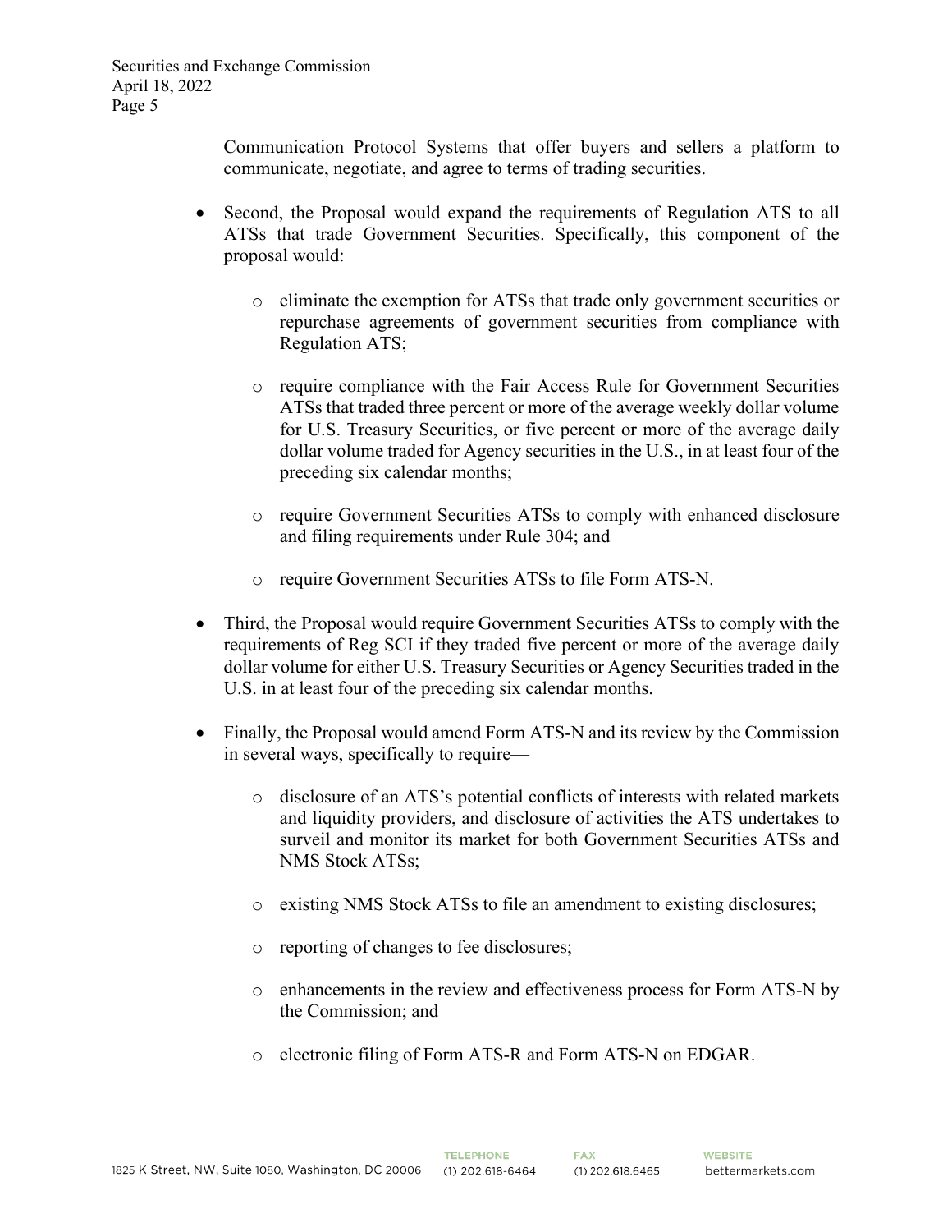Communication Protocol Systems that offer buyers and sellers a platform to communicate, negotiate, and agree to terms of trading securities.

- Second, the Proposal would expand the requirements of Regulation ATS to all ATSs that trade Government Securities. Specifically, this component of the proposal would:
    - eliminate the exemption for ATSs that trade only government securities or repurchase agreements of government securities from compliance with Regulation ATS;
    - require compliance with the Fair Access Rule for Government Securities ATSs that traded three percent or more of the average weekly dollar volume for U.S. Treasury Securities, or five percent or more of the average daily dollar volume traded for Agency securities in the U.S., in at least four of the preceding six calendar months;
    - require Government Securities ATSs to comply with enhanced disclosure and filing requirements under Rule 304; and
    - require Government Securities ATSs to file Form ATS-N.
- Third, the Proposal would require Government Securities ATSs to comply with the requirements of Reg SCI if they traded five percent or more of the average daily dollar volume for either U.S. Treasury Securities or Agency Securities traded in the U.S. in at least four of the preceding six calendar months.
- Finally, the Proposal would amend Form ATS-N and its review by the Commission in several ways, specifically to require—
    - disclosure of an ATS's potential conflicts of interests with related markets and liquidity providers, and disclosure of activities the ATS undertakes to surveil and monitor its market for both Government Securities ATSs and NMS Stock ATSs;
    - existing NMS Stock ATSs to file an amendment to existing disclosures;
    - reporting of changes to fee disclosures;
    - enhancements in the review and effectiveness process for Form ATS-N by the Commission; and
    - electronic filing of Form ATS-R and Form ATS-N on EDGAR.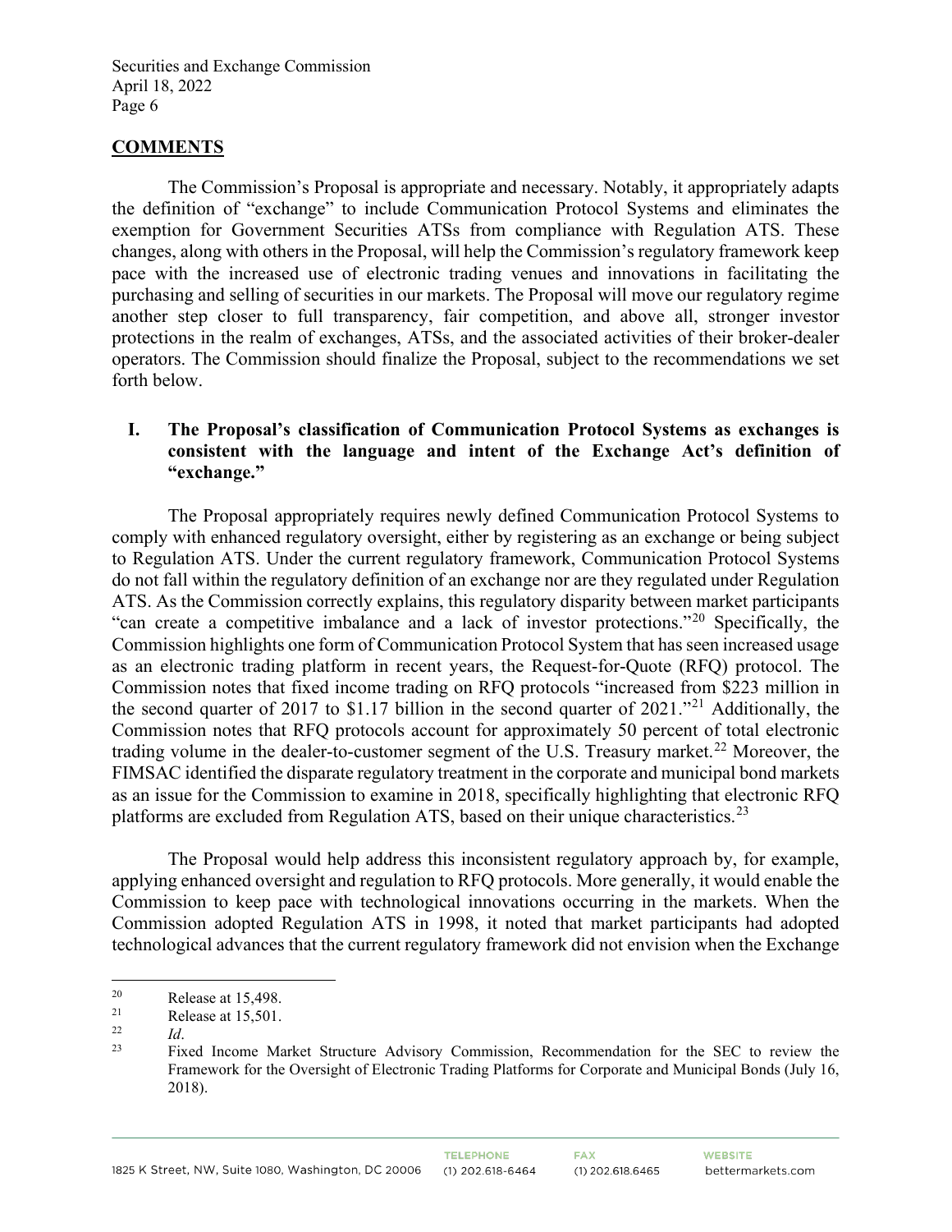## COMMENTS

The Commission's Proposal is appropriate and necessary. Notably, it appropriately adapts the definition of "exchange" to include Communication Protocol Systems and eliminates the exemption for Government Securities ATSs from compliance with Regulation ATS. These changes, along with others in the Proposal, will help the Commission's regulatory framework keep pace with the increased use of electronic trading venues and innovations in facilitating the purchasing and selling of securities in our markets. The Proposal will move our regulatory regime another step closer to full transparency, fair competition, and above all, stronger investor protections in the realm of exchanges, ATSs, and the associated activities of their broker-dealer operators. The Commission should finalize the Proposal, subject to the recommendations we set forth below.

### I. The Proposal's classification of Communication Protocol Systems as exchanges is consistent with the language and intent of the Exchange Act's definition of "exchange."

The Proposal appropriately requires newly defined Communication Protocol Systems to comply with enhanced regulatory oversight, either by registering as an exchange or being subject to Regulation ATS. Under the current regulatory framework, Communication Protocol Systems do not fall within the regulatory definition of an exchange nor are they regulated under Regulation ATS. As the Commission correctly explains, this regulatory disparity between market participants "can create a competitive imbalance and a lack of investor protections."[20] Specifically, the Commission highlights one form of Communication Protocol System that has seen increased usage as an electronic trading platform in recent years, the Request-for-Quote (RFQ) protocol. The Commission notes that fixed income trading on RFQ protocols "increased from $223 million in the second quarter of 2017 to $1.17 billion in the second quarter of 2021."[21] Additionally, the Commission notes that RFQ protocols account for approximately 50 percent of total electronic trading volume in the dealer-to-customer segment of the U.S. Treasury market.[22] Moreover, the FIMSAC identified the disparate regulatory treatment in the corporate and municipal bond markets as an issue for the Commission to examine in 2018, specifically highlighting that electronic RFQ platforms are excluded from Regulation ATS, based on their unique characteristics.[23]

The Proposal would help address this inconsistent regulatory approach by, for example, applying enhanced oversight and regulation to RFQ protocols. More generally, it would enable the Commission to keep pace with technological innovations occurring in the markets. When the Commission adopted Regulation ATS in 1998, it noted that market participants had adopted technological advances that the current regulatory framework did not envision when the Exchange

---

[20] Release at 15,498.

[21] Release at 15,501.

[22] *Id*.

[23] Fixed Income Market Structure Advisory Commission, Recommendation for the SEC to review the Framework for the Oversight of Electronic Trading Platforms for Corporate and Municipal Bonds (July 16, 2018).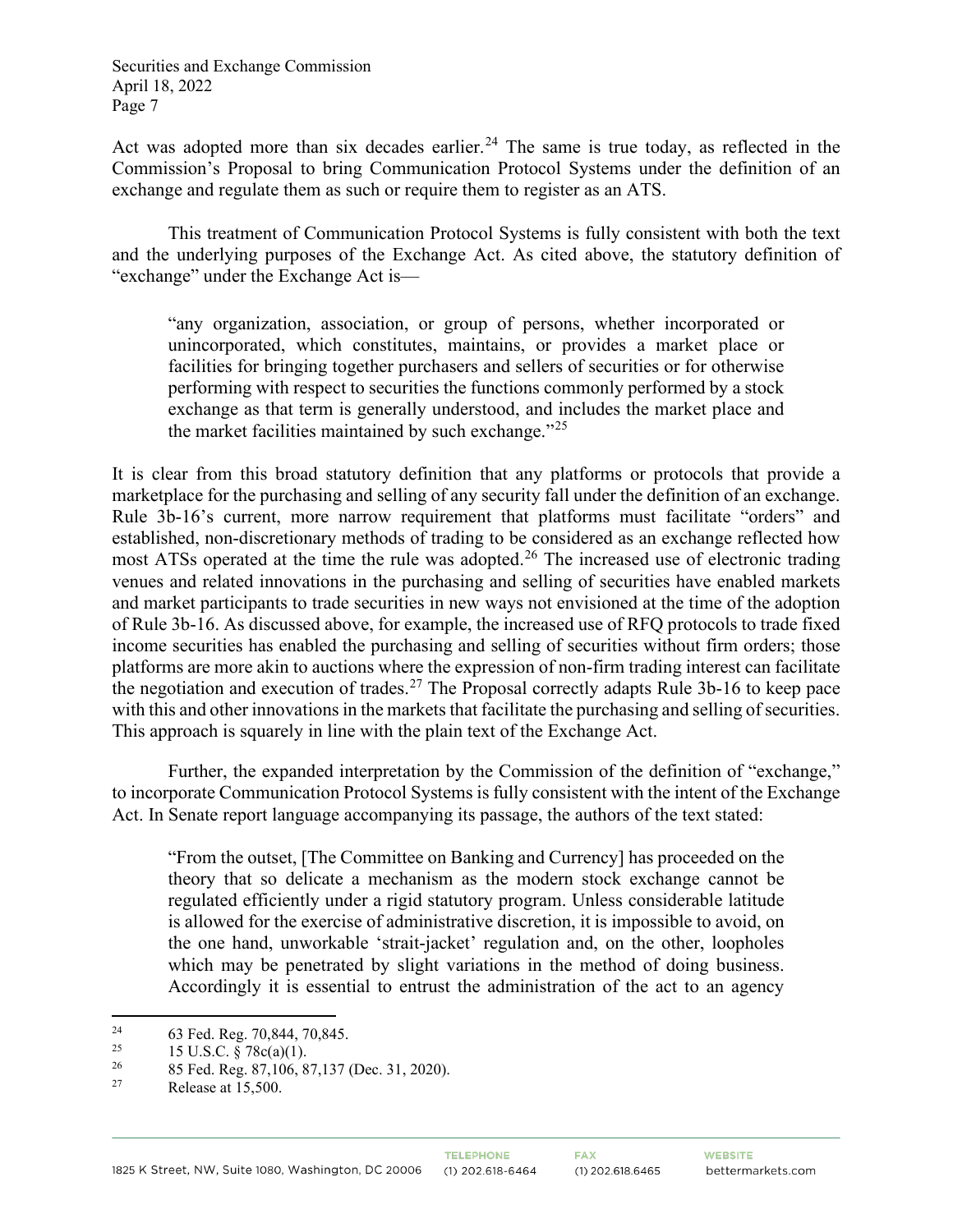Act was adopted more than six decades earlier.[24] The same is true today, as reflected in the Commission's Proposal to bring Communication Protocol Systems under the definition of an exchange and regulate them as such or require them to register as an ATS.

This treatment of Communication Protocol Systems is fully consistent with both the text and the underlying purposes of the Exchange Act. As cited above, the statutory definition of "exchange" under the Exchange Act is—

> "any organization, association, or group of persons, whether incorporated or unincorporated, which constitutes, maintains, or provides a market place or facilities for bringing together purchasers and sellers of securities or for otherwise performing with respect to securities the functions commonly performed by a stock exchange as that term is generally understood, and includes the market place and the market facilities maintained by such exchange."[25]

It is clear from this broad statutory definition that any platforms or protocols that provide a marketplace for the purchasing and selling of any security fall under the definition of an exchange. Rule 3b-16's current, more narrow requirement that platforms must facilitate "orders" and established, non-discretionary methods of trading to be considered as an exchange reflected how most ATSs operated at the time the rule was adopted.[26] The increased use of electronic trading venues and related innovations in the purchasing and selling of securities have enabled markets and market participants to trade securities in new ways not envisioned at the time of the adoption of Rule 3b-16. As discussed above, for example, the increased use of RFQ protocols to trade fixed income securities has enabled the purchasing and selling of securities without firm orders; those platforms are more akin to auctions where the expression of non-firm trading interest can facilitate the negotiation and execution of trades.[27] The Proposal correctly adapts Rule 3b-16 to keep pace with this and other innovations in the markets that facilitate the purchasing and selling of securities. This approach is squarely in line with the plain text of the Exchange Act.

Further, the expanded interpretation by the Commission of the definition of "exchange," to incorporate Communication Protocol Systems is fully consistent with the intent of the Exchange Act. In Senate report language accompanying its passage, the authors of the text stated:

> "From the outset, [The Committee on Banking and Currency] has proceeded on the theory that so delicate a mechanism as the modern stock exchange cannot be regulated efficiently under a rigid statutory program. Unless considerable latitude is allowed for the exercise of administrative discretion, it is impossible to avoid, on the one hand, unworkable 'strait-jacket' regulation and, on the other, loopholes which may be penetrated by slight variations in the method of doing business. Accordingly it is essential to entrust the administration of the act to an agency

---

[24] 63 Fed. Reg. 70,844, 70,845.

[25] 15 U.S.C. § 78c(a)(1).

[26] 85 Fed. Reg. 87,106, 87,137 (Dec. 31, 2020).

[27] Release at 15,500.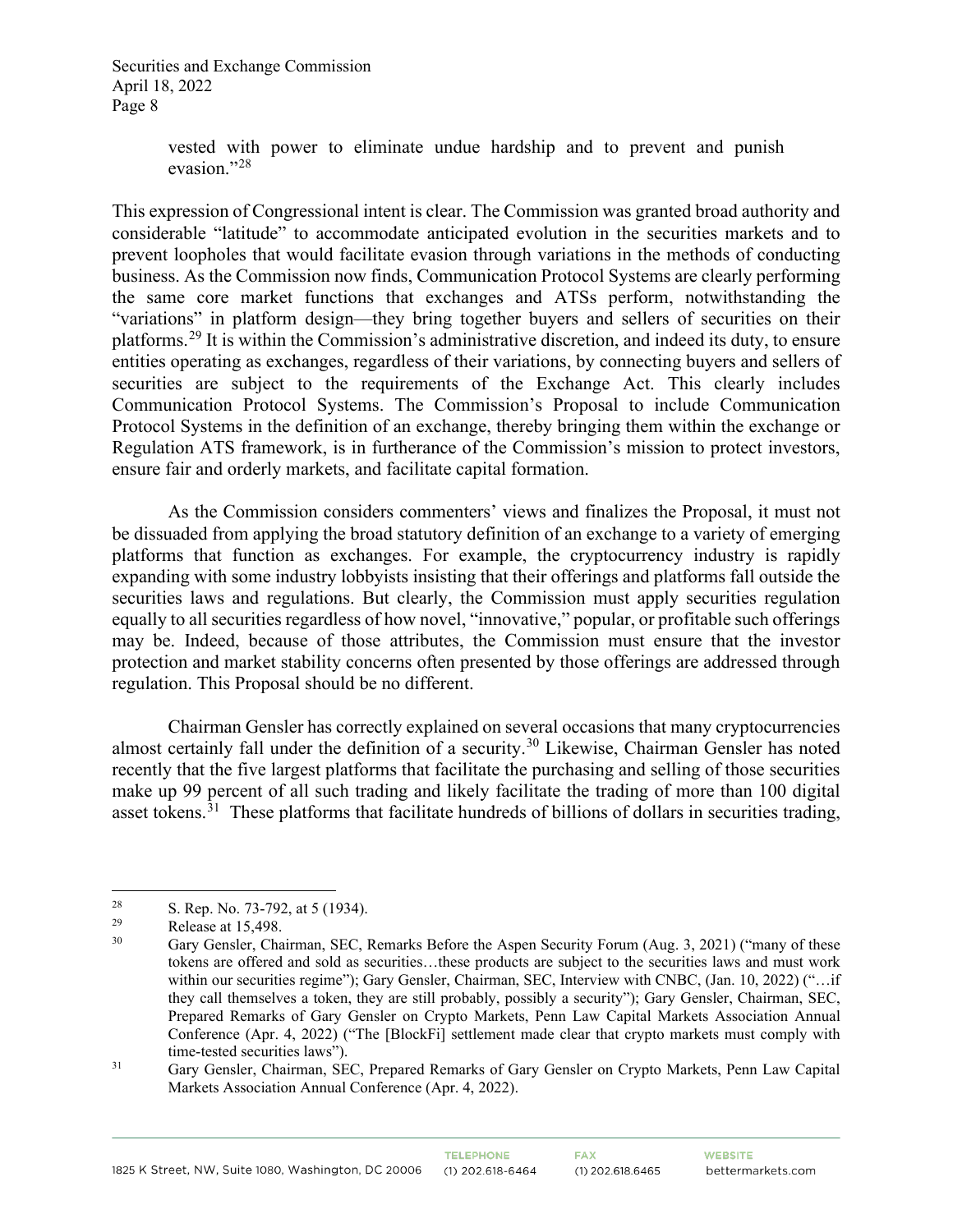> vested with power to eliminate undue hardship and to prevent and punish evasion."[28]

This expression of Congressional intent is clear. The Commission was granted broad authority and considerable "latitude" to accommodate anticipated evolution in the securities markets and to prevent loopholes that would facilitate evasion through variations in the methods of conducting business. As the Commission now finds, Communication Protocol Systems are clearly performing the same core market functions that exchanges and ATSs perform, notwithstanding the "variations" in platform design—they bring together buyers and sellers of securities on their platforms.[29] It is within the Commission's administrative discretion, and indeed its duty, to ensure entities operating as exchanges, regardless of their variations, by connecting buyers and sellers of securities are subject to the requirements of the Exchange Act. This clearly includes Communication Protocol Systems. The Commission's Proposal to include Communication Protocol Systems in the definition of an exchange, thereby bringing them within the exchange or Regulation ATS framework, is in furtherance of the Commission's mission to protect investors, ensure fair and orderly markets, and facilitate capital formation.

As the Commission considers commenters' views and finalizes the Proposal, it must not be dissuaded from applying the broad statutory definition of an exchange to a variety of emerging platforms that function as exchanges. For example, the cryptocurrency industry is rapidly expanding with some industry lobbyists insisting that their offerings and platforms fall outside the securities laws and regulations. But clearly, the Commission must apply securities regulation equally to all securities regardless of how novel, "innovative," popular, or profitable such offerings may be. Indeed, because of those attributes, the Commission must ensure that the investor protection and market stability concerns often presented by those offerings are addressed through regulation. This Proposal should be no different.

Chairman Gensler has correctly explained on several occasions that many cryptocurrencies almost certainly fall under the definition of a security.[30] Likewise, Chairman Gensler has noted recently that the five largest platforms that facilitate the purchasing and selling of those securities make up 99 percent of all such trading and likely facilitate the trading of more than 100 digital asset tokens.[31] These platforms that facilitate hundreds of billions of dollars in securities trading,

---

[28] S. Rep. No. 73-792, at 5 (1934).

[29] Release at 15,498.

[30] Gary Gensler, Chairman, SEC, Remarks Before the Aspen Security Forum (Aug. 3, 2021) ("many of these tokens are offered and sold as securities…these products are subject to the securities laws and must work within our securities regime"); Gary Gensler, Chairman, SEC, Interview with CNBC, (Jan. 10, 2022) ("…if they call themselves a token, they are still probably, possibly a security"); Gary Gensler, Chairman, SEC, Prepared Remarks of Gary Gensler on Crypto Markets, Penn Law Capital Markets Association Annual Conference (Apr. 4, 2022) ("The [BlockFi] settlement made clear that crypto markets must comply with time-tested securities laws").

[31] Gary Gensler, Chairman, SEC, Prepared Remarks of Gary Gensler on Crypto Markets, Penn Law Capital Markets Association Annual Conference (Apr. 4, 2022).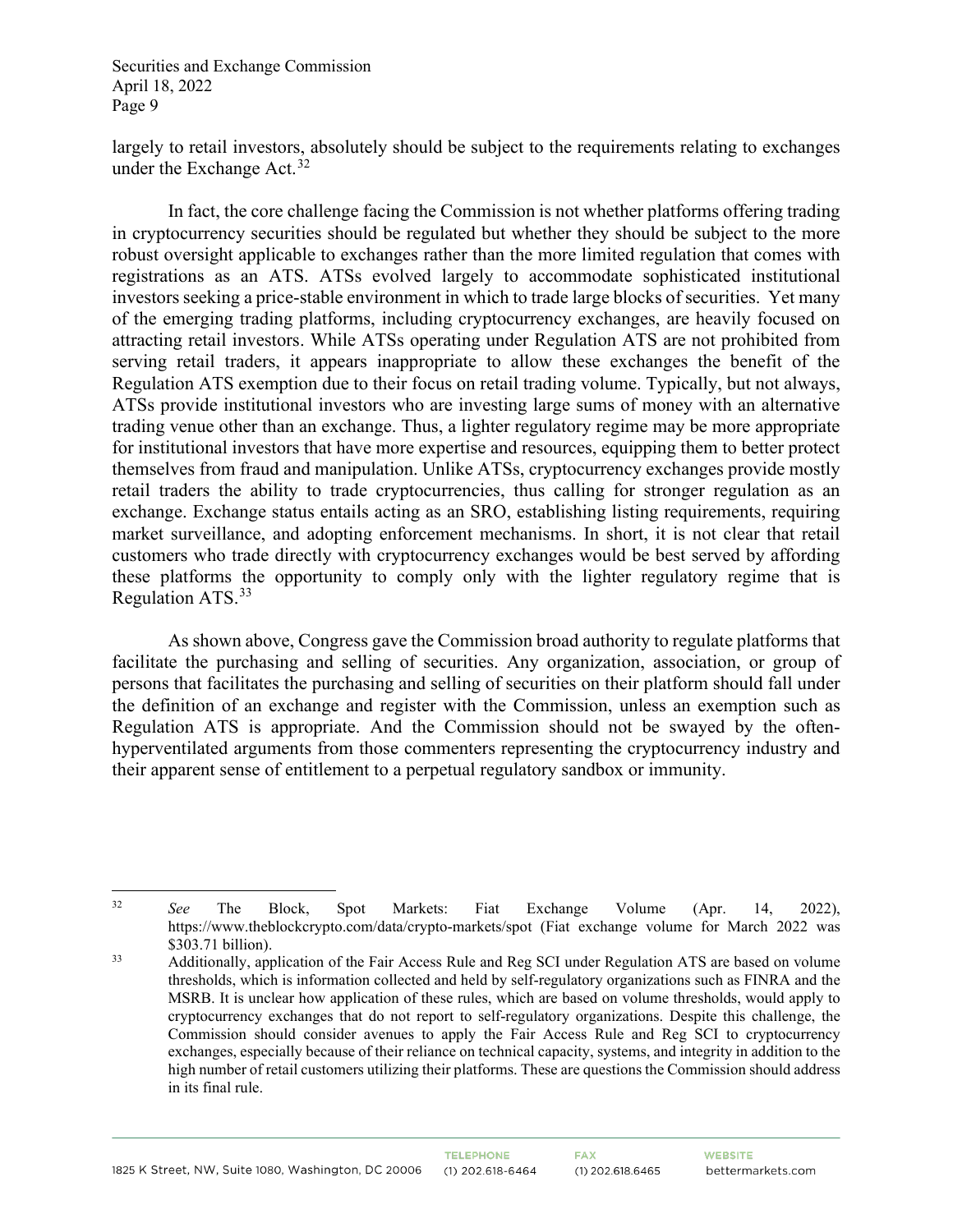largely to retail investors, absolutely should be subject to the requirements relating to exchanges under the Exchange Act.[32]

In fact, the core challenge facing the Commission is not whether platforms offering trading in cryptocurrency securities should be regulated but whether they should be subject to the more robust oversight applicable to exchanges rather than the more limited regulation that comes with registrations as an ATS. ATSs evolved largely to accommodate sophisticated institutional investors seeking a price-stable environment in which to trade large blocks of securities. Yet many of the emerging trading platforms, including cryptocurrency exchanges, are heavily focused on attracting retail investors. While ATSs operating under Regulation ATS are not prohibited from serving retail traders, it appears inappropriate to allow these exchanges the benefit of the Regulation ATS exemption due to their focus on retail trading volume. Typically, but not always, ATSs provide institutional investors who are investing large sums of money with an alternative trading venue other than an exchange. Thus, a lighter regulatory regime may be more appropriate for institutional investors that have more expertise and resources, equipping them to better protect themselves from fraud and manipulation. Unlike ATSs, cryptocurrency exchanges provide mostly retail traders the ability to trade cryptocurrencies, thus calling for stronger regulation as an exchange. Exchange status entails acting as an SRO, establishing listing requirements, requiring market surveillance, and adopting enforcement mechanisms. In short, it is not clear that retail customers who trade directly with cryptocurrency exchanges would be best served by affording these platforms the opportunity to comply only with the lighter regulatory regime that is Regulation ATS.[33]

As shown above, Congress gave the Commission broad authority to regulate platforms that facilitate the purchasing and selling of securities. Any organization, association, or group of persons that facilitates the purchasing and selling of securities on their platform should fall under the definition of an exchange and register with the Commission, unless an exemption such as Regulation ATS is appropriate. And the Commission should not be swayed by the often-hyperventilated arguments from those commenters representing the cryptocurrency industry and their apparent sense of entitlement to a perpetual regulatory sandbox or immunity.

---

[32] *See* The Block, Spot Markets: Fiat Exchange Volume (Apr. 14, 2022), https://www.theblockcrypto.com/data/crypto-markets/spot (Fiat exchange volume for March 2022 was $303.71 billion).

[33] Additionally, application of the Fair Access Rule and Reg SCI under Regulation ATS are based on volume thresholds, which is information collected and held by self-regulatory organizations such as FINRA and the MSRB. It is unclear how application of these rules, which are based on volume thresholds, would apply to cryptocurrency exchanges that do not report to self-regulatory organizations. Despite this challenge, the Commission should consider avenues to apply the Fair Access Rule and Reg SCI to cryptocurrency exchanges, especially because of their reliance on technical capacity, systems, and integrity in addition to the high number of retail customers utilizing their platforms. These are questions the Commission should address in its final rule.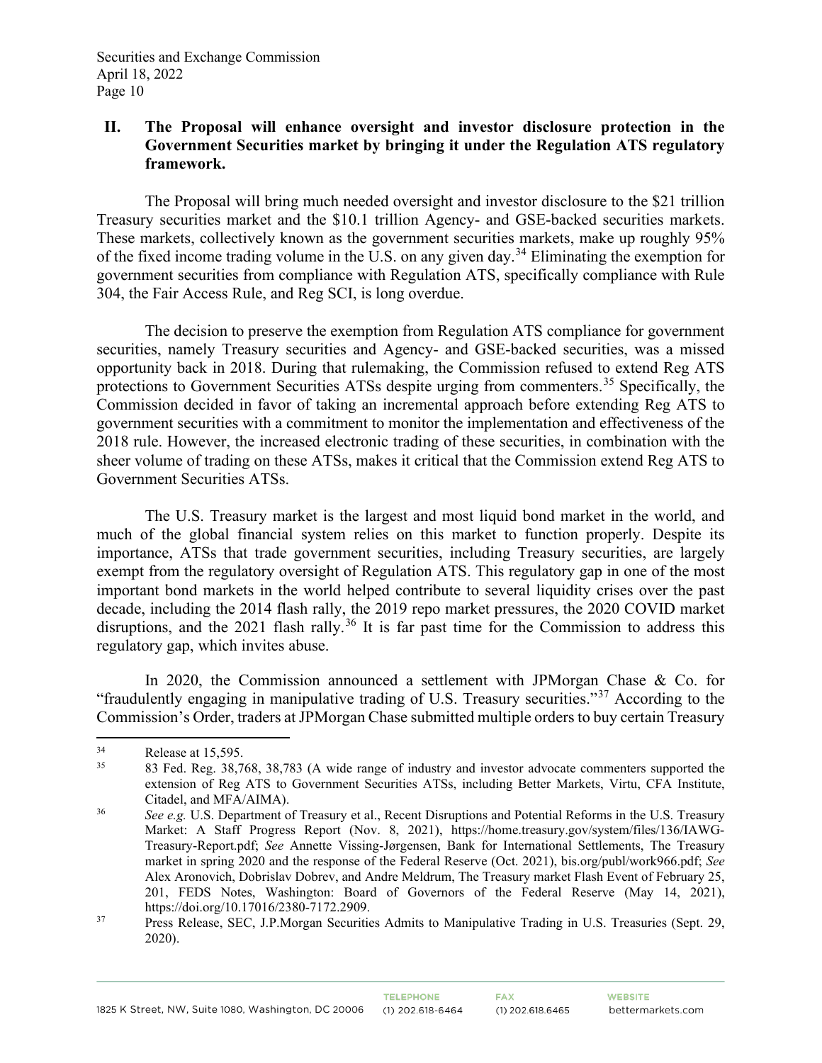## II. The Proposal will enhance oversight and investor disclosure protection in the Government Securities market by bringing it under the Regulation ATS regulatory framework.

The Proposal will bring much needed oversight and investor disclosure to the $21 trillion Treasury securities market and the $10.1 trillion Agency- and GSE-backed securities markets. These markets, collectively known as the government securities markets, make up roughly 95% of the fixed income trading volume in the U.S. on any given day.[34] Eliminating the exemption for government securities from compliance with Regulation ATS, specifically compliance with Rule 304, the Fair Access Rule, and Reg SCI, is long overdue.

The decision to preserve the exemption from Regulation ATS compliance for government securities, namely Treasury securities and Agency- and GSE-backed securities, was a missed opportunity back in 2018. During that rulemaking, the Commission refused to extend Reg ATS protections to Government Securities ATSs despite urging from commenters.[35] Specifically, the Commission decided in favor of taking an incremental approach before extending Reg ATS to government securities with a commitment to monitor the implementation and effectiveness of the 2018 rule. However, the increased electronic trading of these securities, in combination with the sheer volume of trading on these ATSs, makes it critical that the Commission extend Reg ATS to Government Securities ATSs.

The U.S. Treasury market is the largest and most liquid bond market in the world, and much of the global financial system relies on this market to function properly. Despite its importance, ATSs that trade government securities, including Treasury securities, are largely exempt from the regulatory oversight of Regulation ATS. This regulatory gap in one of the most important bond markets in the world helped contribute to several liquidity crises over the past decade, including the 2014 flash rally, the 2019 repo market pressures, the 2020 COVID market disruptions, and the 2021 flash rally.[36] It is far past time for the Commission to address this regulatory gap, which invites abuse.

In 2020, the Commission announced a settlement with JPMorgan Chase & Co. for "fraudulently engaging in manipulative trading of U.S. Treasury securities."[37] According to the Commission's Order, traders at JPMorgan Chase submitted multiple orders to buy certain Treasury

---

[34] Release at 15,595.

[35] 83 Fed. Reg. 38,768, 38,783 (A wide range of industry and investor advocate commenters supported the extension of Reg ATS to Government Securities ATSs, including Better Markets, Virtu, CFA Institute, Citadel, and MFA/AIMA).

[36] *See e.g.* U.S. Department of Treasury et al., Recent Disruptions and Potential Reforms in the U.S. Treasury Market: A Staff Progress Report (Nov. 8, 2021), https://home.treasury.gov/system/files/136/IAWG-Treasury-Report.pdf; *See* Annette Vissing-Jørgensen, Bank for International Settlements, The Treasury market in spring 2020 and the response of the Federal Reserve (Oct. 2021), bis.org/publ/work966.pdf; *See* Alex Aronovich, Dobrislav Dobrev, and Andre Meldrum, The Treasury market Flash Event of February 25, 201, FEDS Notes, Washington: Board of Governors of the Federal Reserve (May 14, 2021), https://doi.org/10.17016/2380-7172.2909.

[37] Press Release, SEC, J.P.Morgan Securities Admits to Manipulative Trading in U.S. Treasuries (Sept. 29, 2020).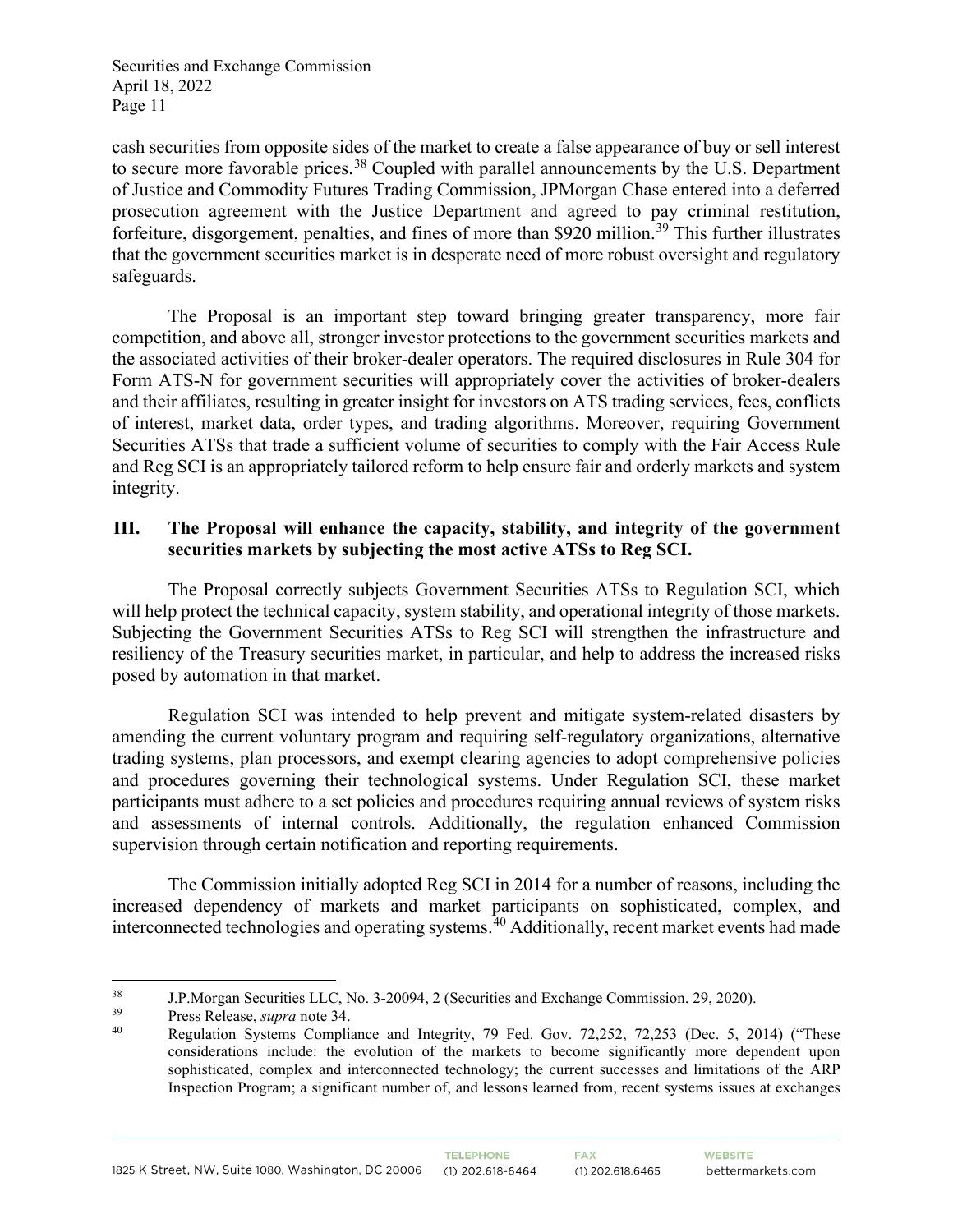cash securities from opposite sides of the market to create a false appearance of buy or sell interest to secure more favorable prices.[38] Coupled with parallel announcements by the U.S. Department of Justice and Commodity Futures Trading Commission, JPMorgan Chase entered into a deferred prosecution agreement with the Justice Department and agreed to pay criminal restitution, forfeiture, disgorgement, penalties, and fines of more than $920 million.[39] This further illustrates that the government securities market is in desperate need of more robust oversight and regulatory safeguards.

The Proposal is an important step toward bringing greater transparency, more fair competition, and above all, stronger investor protections to the government securities markets and the associated activities of their broker-dealer operators. The required disclosures in Rule 304 for Form ATS-N for government securities will appropriately cover the activities of broker-dealers and their affiliates, resulting in greater insight for investors on ATS trading services, fees, conflicts of interest, market data, order types, and trading algorithms. Moreover, requiring Government Securities ATSs that trade a sufficient volume of securities to comply with the Fair Access Rule and Reg SCI is an appropriately tailored reform to help ensure fair and orderly markets and system integrity.

## III. The Proposal will enhance the capacity, stability, and integrity of the government securities markets by subjecting the most active ATSs to Reg SCI.

The Proposal correctly subjects Government Securities ATSs to Regulation SCI, which will help protect the technical capacity, system stability, and operational integrity of those markets. Subjecting the Government Securities ATSs to Reg SCI will strengthen the infrastructure and resiliency of the Treasury securities market, in particular, and help to address the increased risks posed by automation in that market.

Regulation SCI was intended to help prevent and mitigate system-related disasters by amending the current voluntary program and requiring self-regulatory organizations, alternative trading systems, plan processors, and exempt clearing agencies to adopt comprehensive policies and procedures governing their technological systems. Under Regulation SCI, these market participants must adhere to a set policies and procedures requiring annual reviews of system risks and assessments of internal controls. Additionally, the regulation enhanced Commission supervision through certain notification and reporting requirements.

The Commission initially adopted Reg SCI in 2014 for a number of reasons, including the increased dependency of markets and market participants on sophisticated, complex, and interconnected technologies and operating systems.[40] Additionally, recent market events had made

---

[38] J.P.Morgan Securities LLC, No. 3-20094, 2 (Securities and Exchange Commission. 29, 2020).

[39] Press Release, *supra* note 34.

[40] Regulation Systems Compliance and Integrity, 79 Fed. Gov. 72,252, 72,253 (Dec. 5, 2014) ("These considerations include: the evolution of the markets to become significantly more dependent upon sophisticated, complex and interconnected technology; the current successes and limitations of the ARP Inspection Program; a significant number of, and lessons learned from, recent systems issues at exchanges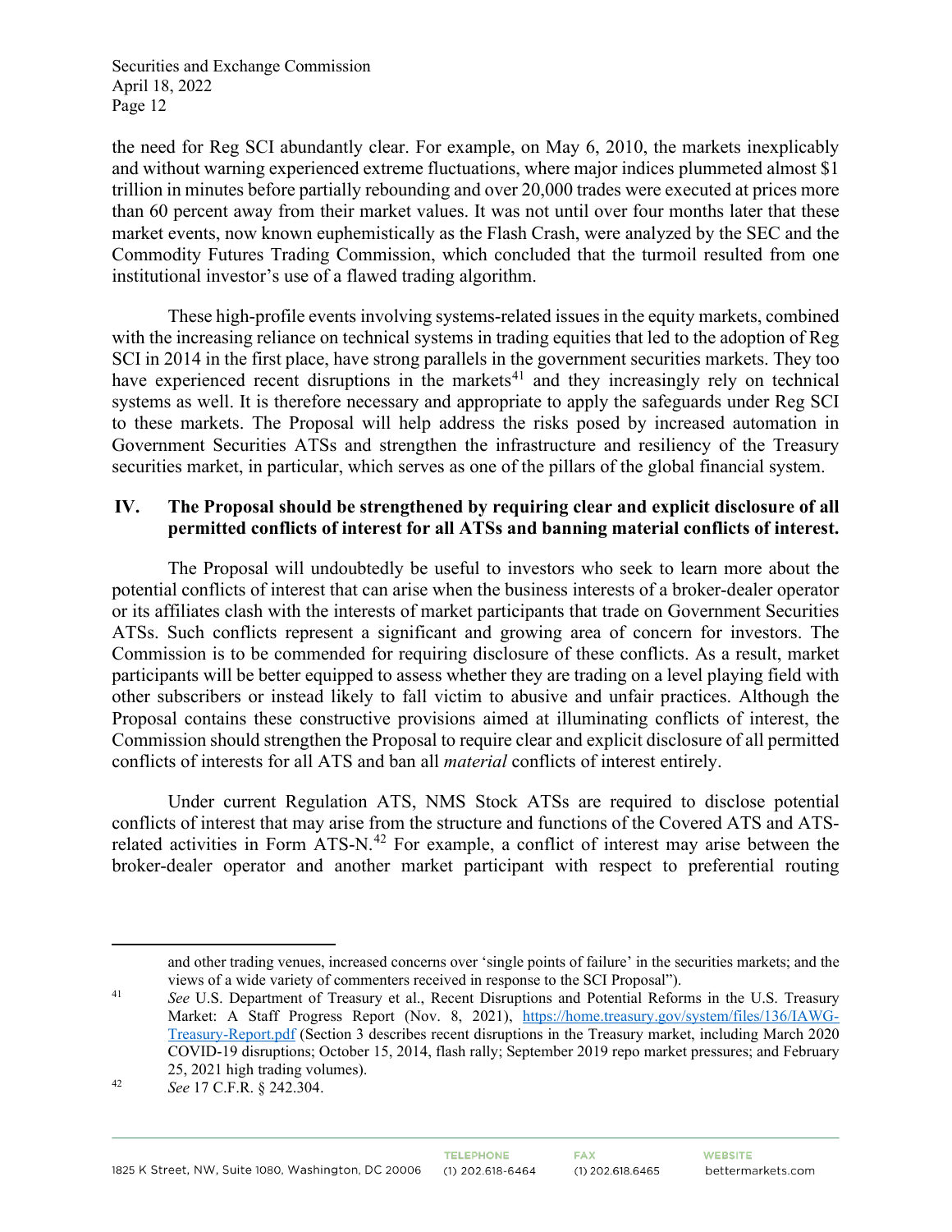the need for Reg SCI abundantly clear. For example, on May 6, 2010, the markets inexplicably and without warning experienced extreme fluctuations, where major indices plummeted almost $1 trillion in minutes before partially rebounding and over 20,000 trades were executed at prices more than 60 percent away from their market values. It was not until over four months later that these market events, now known euphemistically as the Flash Crash, were analyzed by the SEC and the Commodity Futures Trading Commission, which concluded that the turmoil resulted from one institutional investor's use of a flawed trading algorithm.

These high-profile events involving systems-related issues in the equity markets, combined with the increasing reliance on technical systems in trading equities that led to the adoption of Reg SCI in 2014 in the first place, have strong parallels in the government securities markets. They too have experienced recent disruptions in the markets[41] and they increasingly rely on technical systems as well. It is therefore necessary and appropriate to apply the safeguards under Reg SCI to these markets. The Proposal will help address the risks posed by increased automation in Government Securities ATSs and strengthen the infrastructure and resiliency of the Treasury securities market, in particular, which serves as one of the pillars of the global financial system.

## IV. The Proposal should be strengthened by requiring clear and explicit disclosure of all permitted conflicts of interest for all ATSs and banning material conflicts of interest.

The Proposal will undoubtedly be useful to investors who seek to learn more about the potential conflicts of interest that can arise when the business interests of a broker-dealer operator or its affiliates clash with the interests of market participants that trade on Government Securities ATSs. Such conflicts represent a significant and growing area of concern for investors. The Commission is to be commended for requiring disclosure of these conflicts. As a result, market participants will be better equipped to assess whether they are trading on a level playing field with other subscribers or instead likely to fall victim to abusive and unfair practices. Although the Proposal contains these constructive provisions aimed at illuminating conflicts of interest, the Commission should strengthen the Proposal to require clear and explicit disclosure of all permitted conflicts of interests for all ATS and ban all *material* conflicts of interest entirely.

Under current Regulation ATS, NMS Stock ATSs are required to disclose potential conflicts of interest that may arise from the structure and functions of the Covered ATS and ATS-related activities in Form ATS-N.[42] For example, a conflict of interest may arise between the broker-dealer operator and another market participant with respect to preferential routing

---

and other trading venues, increased concerns over 'single points of failure' in the securities markets; and the views of a wide variety of commenters received in response to the SCI Proposal").

[41] *See* U.S. Department of Treasury et al., Recent Disruptions and Potential Reforms in the U.S. Treasury Market: A Staff Progress Report (Nov. 8, 2021), https://home.treasury.gov/system/files/136/IAWG-Treasury-Report.pdf (Section 3 describes recent disruptions in the Treasury market, including March 2020 COVID-19 disruptions; October 15, 2014, flash rally; September 2019 repo market pressures; and February 25, 2021 high trading volumes).

[42] *See* 17 C.F.R. § 242.304.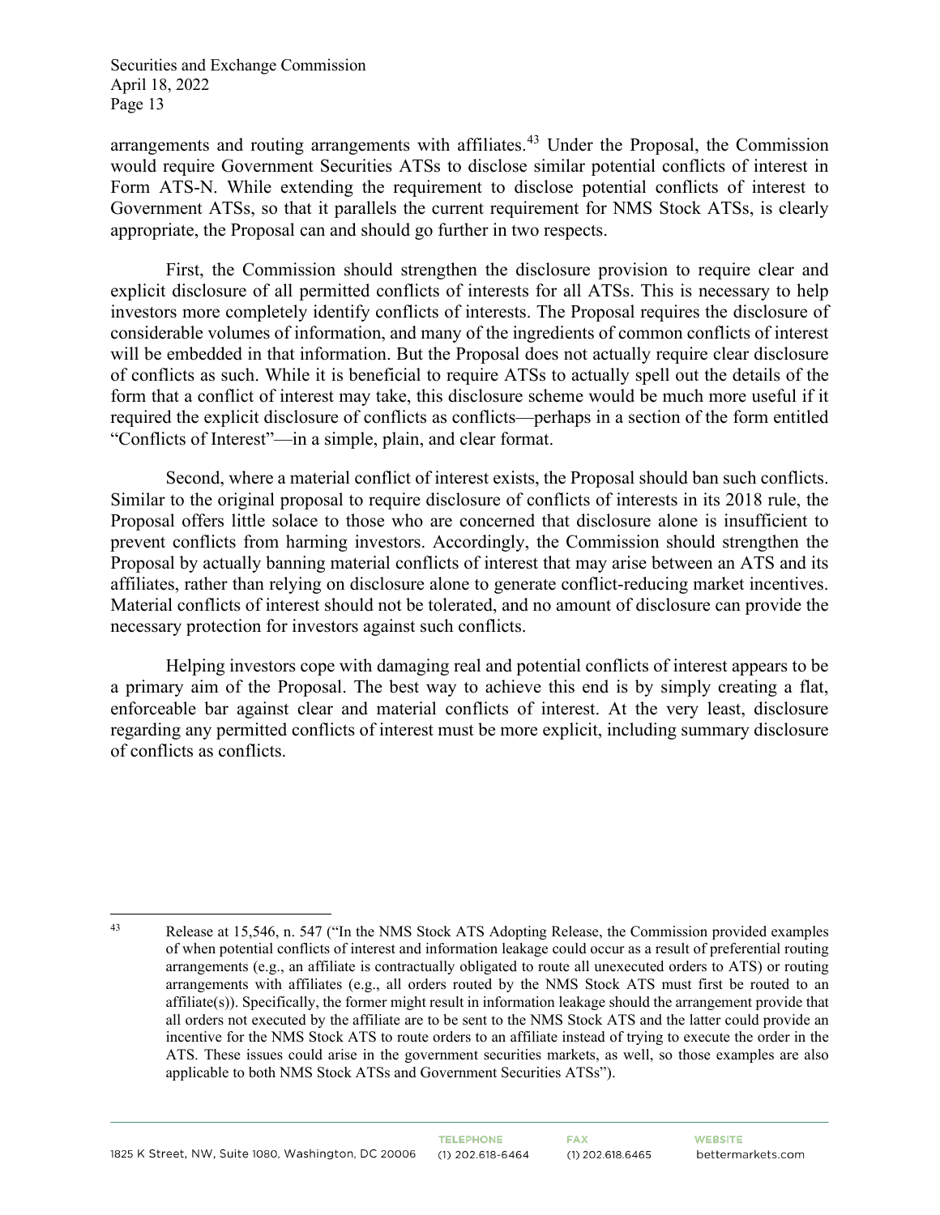arrangements and routing arrangements with affiliates.[43] Under the Proposal, the Commission would require Government Securities ATSs to disclose similar potential conflicts of interest in Form ATS-N. While extending the requirement to disclose potential conflicts of interest to Government ATSs, so that it parallels the current requirement for NMS Stock ATSs, is clearly appropriate, the Proposal can and should go further in two respects.

First, the Commission should strengthen the disclosure provision to require clear and explicit disclosure of all permitted conflicts of interests for all ATSs. This is necessary to help investors more completely identify conflicts of interests. The Proposal requires the disclosure of considerable volumes of information, and many of the ingredients of common conflicts of interest will be embedded in that information. But the Proposal does not actually require clear disclosure of conflicts as such. While it is beneficial to require ATSs to actually spell out the details of the form that a conflict of interest may take, this disclosure scheme would be much more useful if it required the explicit disclosure of conflicts as conflicts—perhaps in a section of the form entitled "Conflicts of Interest"—in a simple, plain, and clear format.

Second, where a material conflict of interest exists, the Proposal should ban such conflicts. Similar to the original proposal to require disclosure of conflicts of interests in its 2018 rule, the Proposal offers little solace to those who are concerned that disclosure alone is insufficient to prevent conflicts from harming investors. Accordingly, the Commission should strengthen the Proposal by actually banning material conflicts of interest that may arise between an ATS and its affiliates, rather than relying on disclosure alone to generate conflict-reducing market incentives. Material conflicts of interest should not be tolerated, and no amount of disclosure can provide the necessary protection for investors against such conflicts.

Helping investors cope with damaging real and potential conflicts of interest appears to be a primary aim of the Proposal. The best way to achieve this end is by simply creating a flat, enforceable bar against clear and material conflicts of interest. At the very least, disclosure regarding any permitted conflicts of interest must be more explicit, including summary disclosure of conflicts as conflicts.

---

[43] Release at 15,546, n. 547 ("In the NMS Stock ATS Adopting Release, the Commission provided examples of when potential conflicts of interest and information leakage could occur as a result of preferential routing arrangements (e.g., an affiliate is contractually obligated to route all unexecuted orders to ATS) or routing arrangements with affiliates (e.g., all orders routed by the NMS Stock ATS must first be routed to an affiliate(s)). Specifically, the former might result in information leakage should the arrangement provide that all orders not executed by the affiliate are to be sent to the NMS Stock ATS and the latter could provide an incentive for the NMS Stock ATS to route orders to an affiliate instead of trying to execute the order in the ATS. These issues could arise in the government securities markets, as well, so those examples are also applicable to both NMS Stock ATSs and Government Securities ATSs").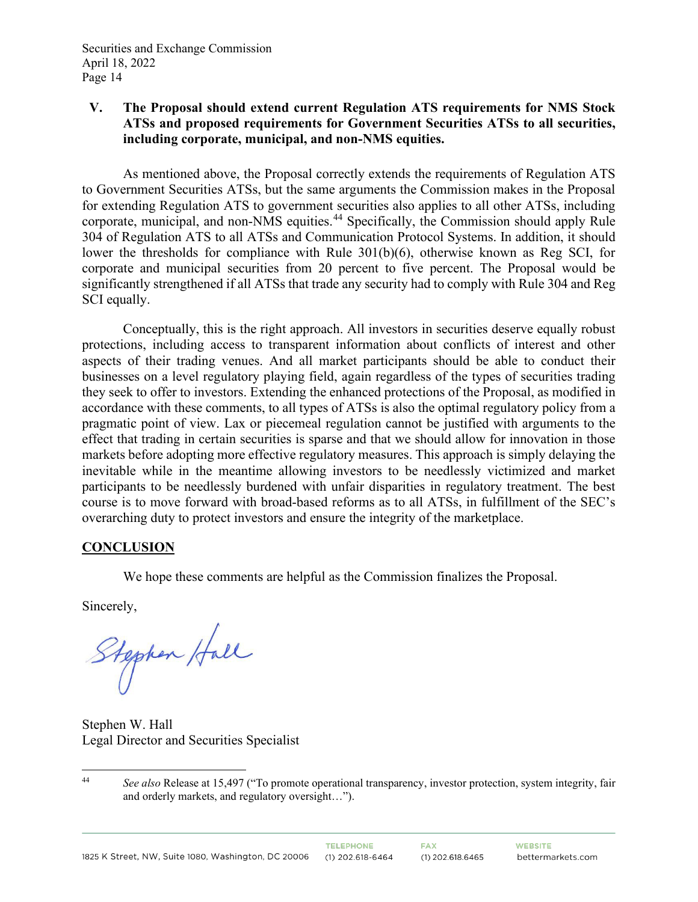## V. The Proposal should extend current Regulation ATS requirements for NMS Stock ATSs and proposed requirements for Government Securities ATSs to all securities, including corporate, municipal, and non-NMS equities.

As mentioned above, the Proposal correctly extends the requirements of Regulation ATS to Government Securities ATSs, but the same arguments the Commission makes in the Proposal for extending Regulation ATS to government securities also applies to all other ATSs, including corporate, municipal, and non-NMS equities.[44] Specifically, the Commission should apply Rule 304 of Regulation ATS to all ATSs and Communication Protocol Systems. In addition, it should lower the thresholds for compliance with Rule 301(b)(6), otherwise known as Reg SCI, for corporate and municipal securities from 20 percent to five percent. The Proposal would be significantly strengthened if all ATSs that trade any security had to comply with Rule 304 and Reg SCI equally.

Conceptually, this is the right approach. All investors in securities deserve equally robust protections, including access to transparent information about conflicts of interest and other aspects of their trading venues. And all market participants should be able to conduct their businesses on a level regulatory playing field, again regardless of the types of securities trading they seek to offer to investors. Extending the enhanced protections of the Proposal, as modified in accordance with these comments, to all types of ATSs is also the optimal regulatory policy from a pragmatic point of view. Lax or piecemeal regulation cannot be justified with arguments to the effect that trading in certain securities is sparse and that we should allow for innovation in those markets before adopting more effective regulatory measures. This approach is simply delaying the inevitable while in the meantime allowing investors to be needlessly victimized and market participants to be needlessly burdened with unfair disparities in regulatory treatment. The best course is to move forward with broad-based reforms as to all ATSs, in fulfillment of the SEC's overarching duty to protect investors and ensure the integrity of the marketplace.

## CONCLUSION

We hope these comments are helpful as the Commission finalizes the Proposal.

Sincerely,

Stephen Hall

Stephen W. Hall
Legal Director and Securities Specialist

---

[44] *See also* Release at 15,497 ("To promote operational transparency, investor protection, system integrity, fair and orderly markets, and regulatory oversight…").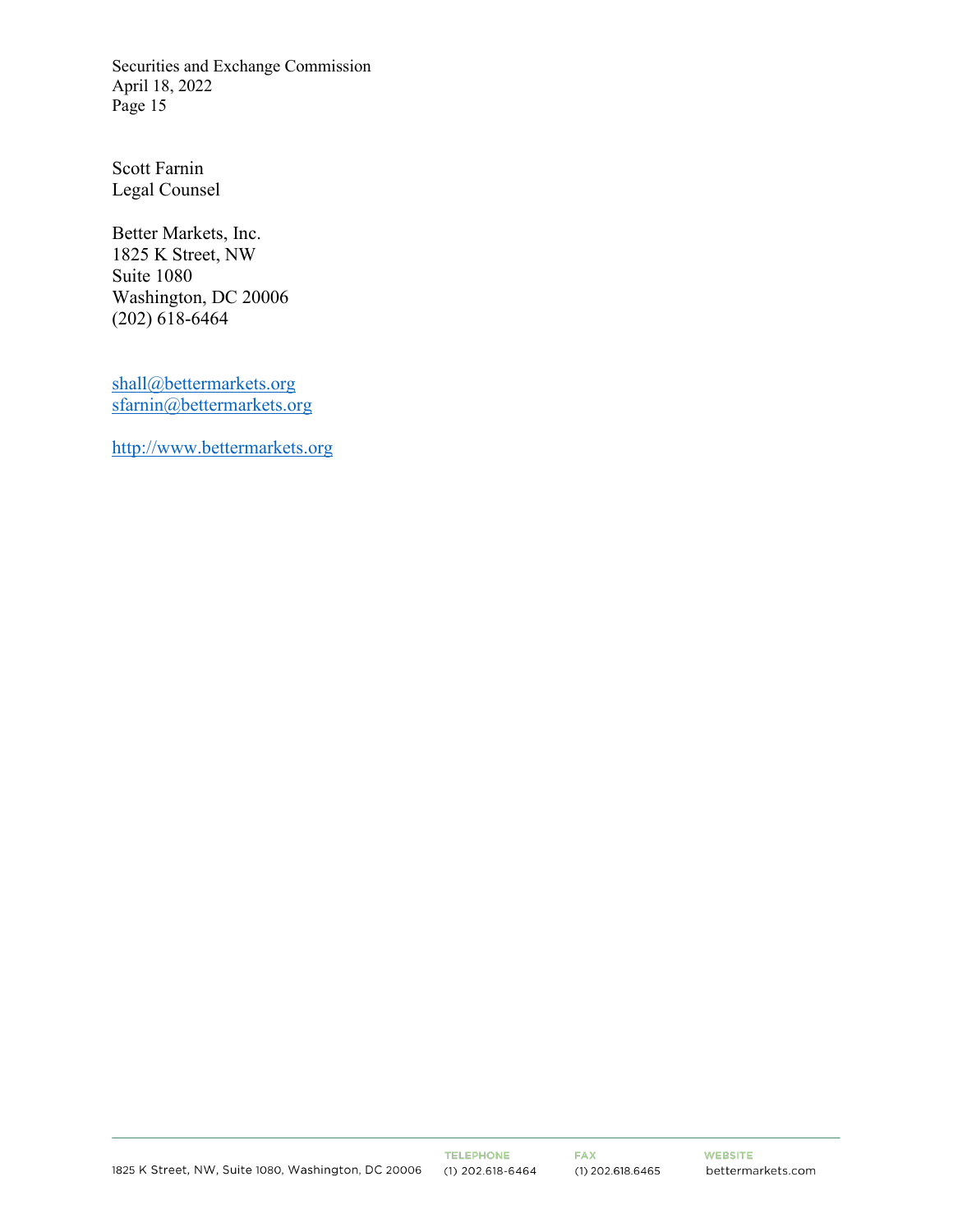Scott Farnin
Legal Counsel

Better Markets, Inc.
1825 K Street, NW
Suite 1080
Washington, DC 20006
(202) 618-6464

shall@bettermarkets.org
sfarnin@bettermarkets.org

http://www.bettermarkets.org